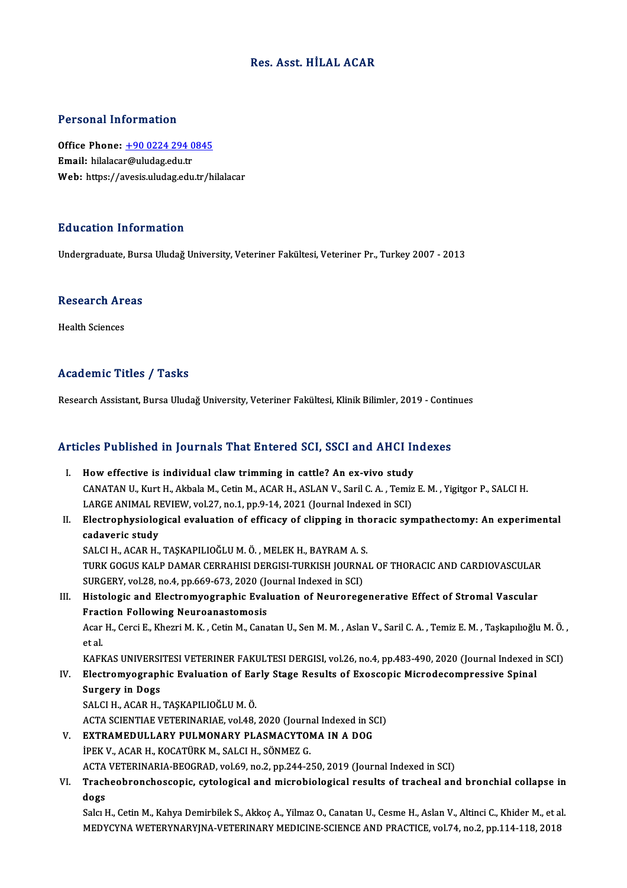# Res. Asst. HİLAL ACAR

## Personal Information

**Office Phone:** +90 0224 294 0845
**Email:** hilalacar@uludag.edu.tr
**Web:** https://avesis.uludag.edu.tr/hilalacar

## Education Information

Undergraduate, Bursa Uludağ University, Veteriner Fakültesi, Veteriner Pr., Turkey 2007 - 2013

## Research Areas

Health Sciences

## Academic Titles / Tasks

Research Assistant, Bursa Uludağ University, Veteriner Fakültesi, Klinik Bilimler, 2019 - Continues

## Articles Published in Journals That Entered SCI, SSCI and AHCI Indexes

I. **How effective is individual claw trimming in cattle? An ex-vivo study**
CANATAN U., Kurt H., Akbala M., Cetin M., ACAR H., ASLAN V., Saril C. A. , Temiz E. M. , Yigitgor P., SALCI H.
LARGE ANIMAL REVIEW, vol.27, no.1, pp.9-14, 2021 (Journal Indexed in SCI)

II. **Electrophysiological evaluation of efficacy of clipping in thoracic sympathectomy: An experimental cadaveric study**
SALCI H., ACAR H., TAŞKAPILIOĞLU M. Ö. , MELEK H., BAYRAM A. S.
TURK GOGUS KALP DAMAR CERRAHISI DERGISI-TURKISH JOURNAL OF THORACIC AND CARDIOVASCULAR SURGERY, vol.28, no.4, pp.669-673, 2020 (Journal Indexed in SCI)

III. **Histologic and Electromyographic Evaluation of Neuroregenerative Effect of Stromal Vascular Fraction Following Neuroanastomosis**
Acar H., Cerci E., Khezri M. K. , Cetin M., Canatan U., Sen M. M. , Aslan V., Saril C. A. , Temiz E. M. , Taşkapılıoğlu M. Ö. , et al.
KAFKAS UNIVERSITESI VETERINER FAKULTESI DERGISI, vol.26, no.4, pp.483-490, 2020 (Journal Indexed in SCI)

IV. **Electromyographic Evaluation of Early Stage Results of Exoscopic Microdecompressive Spinal Surgery in Dogs**
SALCI H., ACAR H., TAŞKAPILIOĞLU M. Ö.
ACTA SCIENTIAE VETERINARIAE, vol.48, 2020 (Journal Indexed in SCI)

V. **EXTRAMEDULLARY PULMONARY PLASMACYTOMA IN A DOG**
İPEK V., ACAR H., KOCATÜRK M., SALCI H., SÖNMEZ G.
ACTA VETERINARIA-BEOGRAD, vol.69, no.2, pp.244-250, 2019 (Journal Indexed in SCI)

VI. **Tracheobronchoscopic, cytological and microbiological results of tracheal and bronchial collapse in dogs**
Salcı H., Cetin M., Kahya Demirbilek S., Akkoç A., Yilmaz O., Canatan U., Cesme H., Aslan V., Altinci C., Khider M., et al.
MEDYCYNA WETERYNARYJNA-VETERINARY MEDICINE-SCIENCE AND PRACTICE, vol.74, no.2, pp.114-118, 2018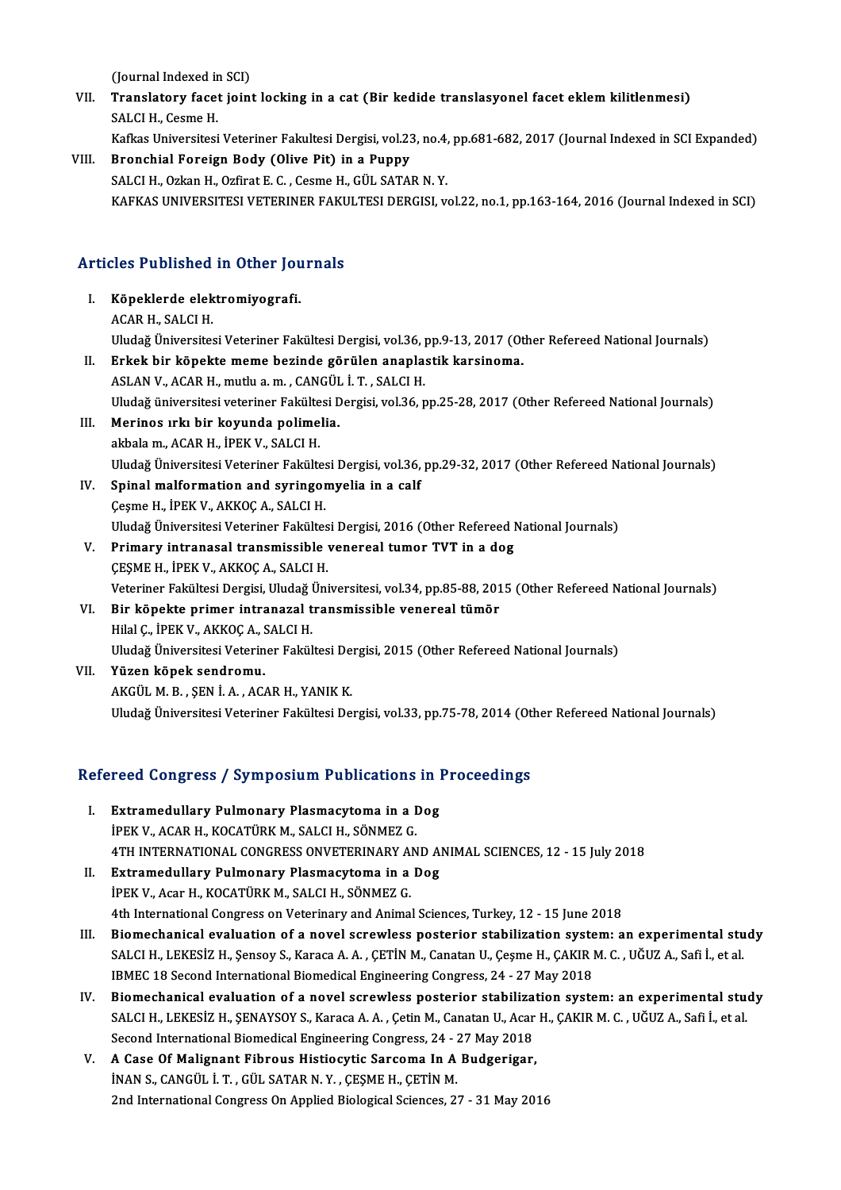(Journal Indexed in SCI)

VII. **Translatory facet joint locking in a cat (Bir kedide translasyonel facet eklem kilitlenmesi)**
SALCI H., Cesme H.
Kafkas Universitesi Veteriner Fakultesi Dergisi, vol.23, no.4, pp.681-682, 2017 (Journal Indexed in SCI Expanded)

VIII. **Bronchial Foreign Body (Olive Pit) in a Puppy**
SALCI H., Ozkan H., Ozfirat E. C. , Cesme H., GÜL SATAR N. Y.
KAFKAS UNIVERSITESI VETERINER FAKULTESI DERGISI, vol.22, no.1, pp.163-164, 2016 (Journal Indexed in SCI)

## Articles Published in Other Journals

I. **Köpeklerde elektromiyografi.**
ACAR H., SALCI H.
Uludağ Üniversitesi Veteriner Fakültesi Dergisi, vol.36, pp.9-13, 2017 (Other Refereed National Journals)

II. **Erkek bir köpekte meme bezinde görülen anaplastik karsinoma.**
ASLAN V., ACAR H., mutlu a. m. , CANGÜL İ. T. , SALCI H.
Uludağ üniversitesi veteriner Fakültesi Dergisi, vol.36, pp.25-28, 2017 (Other Refereed National Journals)

III. **Merinos ırkı bir koyunda polimelia.**
akbala m., ACAR H., İPEK V., SALCI H.
Uludağ Üniversitesi Veteriner Fakültesi Dergisi, vol.36, pp.29-32, 2017 (Other Refereed National Journals)

IV. **Spinal malformation and syringomyelia in a calf**
Çeşme H., İPEK V., AKKOÇ A., SALCI H.
Uludağ Üniversitesi Veteriner Fakültesi Dergisi, 2016 (Other Refereed National Journals)

V. **Primary intranasal transmissible venereal tumor TVT in a dog**
ÇEŞME H., İPEK V., AKKOÇ A., SALCI H.
Veteriner Fakültesi Dergisi, Uludağ Üniversitesi, vol.34, pp.85-88, 2015 (Other Refereed National Journals)

VI. **Bir köpekte primer intranazal transmissible venereal tümör**
Hilal Ç., İPEK V., AKKOÇ A., SALCI H.
Uludağ Üniversitesi Veteriner Fakültesi Dergisi, 2015 (Other Refereed National Journals)

VII. **Yüzen köpek sendromu.**
AKGÜL M. B. , ŞEN İ. A. , ACAR H., YANIK K.
Uludağ Üniversitesi Veteriner Fakültesi Dergisi, vol.33, pp.75-78, 2014 (Other Refereed National Journals)

## Refereed Congress / Symposium Publications in Proceedings

I. **Extramedullary Pulmonary Plasmacytoma in a Dog**
İPEK V., ACAR H., KOCATÜRK M., SALCI H., SÖNMEZ G.
4TH INTERNATIONAL CONGRESS ONVETERINARY AND ANIMAL SCIENCES, 12 - 15 July 2018

II. **Extramedullary Pulmonary Plasmacytoma in a Dog**
İPEK V., Acar H., KOCATÜRK M., SALCI H., SÖNMEZ G.
4th International Congress on Veterinary and Animal Sciences, Turkey, 12 - 15 June 2018

III. **Biomechanical evaluation of a novel screwless posterior stabilization system: an experimental study**
SALCI H., LEKESİZ H., Şensoy S., Karaca A. A. , ÇETİN M., Canatan U., Çeşme H., ÇAKIR M. C. , UĞUZ A., Safi İ., et al.
IBMEC 18 Second International Biomedical Engineering Congress, 24 - 27 May 2018

IV. **Biomechanical evaluation of a novel screwless posterior stabilization system: an experimental study**
SALCI H., LEKESİZ H., ŞENAYSOY S., Karaca A. A. , Çetin M., Canatan U., Acar H., ÇAKIR M. C. , UĞUZ A., Safi İ., et al.
Second International Biomedical Engineering Congress, 24 - 27 May 2018

V. **A Case Of Malignant Fibrous Histiocytic Sarcoma In A Budgerigar,**
İNAN S., CANGÜL İ. T. , GÜL SATAR N. Y. , ÇEŞME H., ÇETİN M.
2nd International Congress On Applied Biological Sciences, 27 - 31 May 2016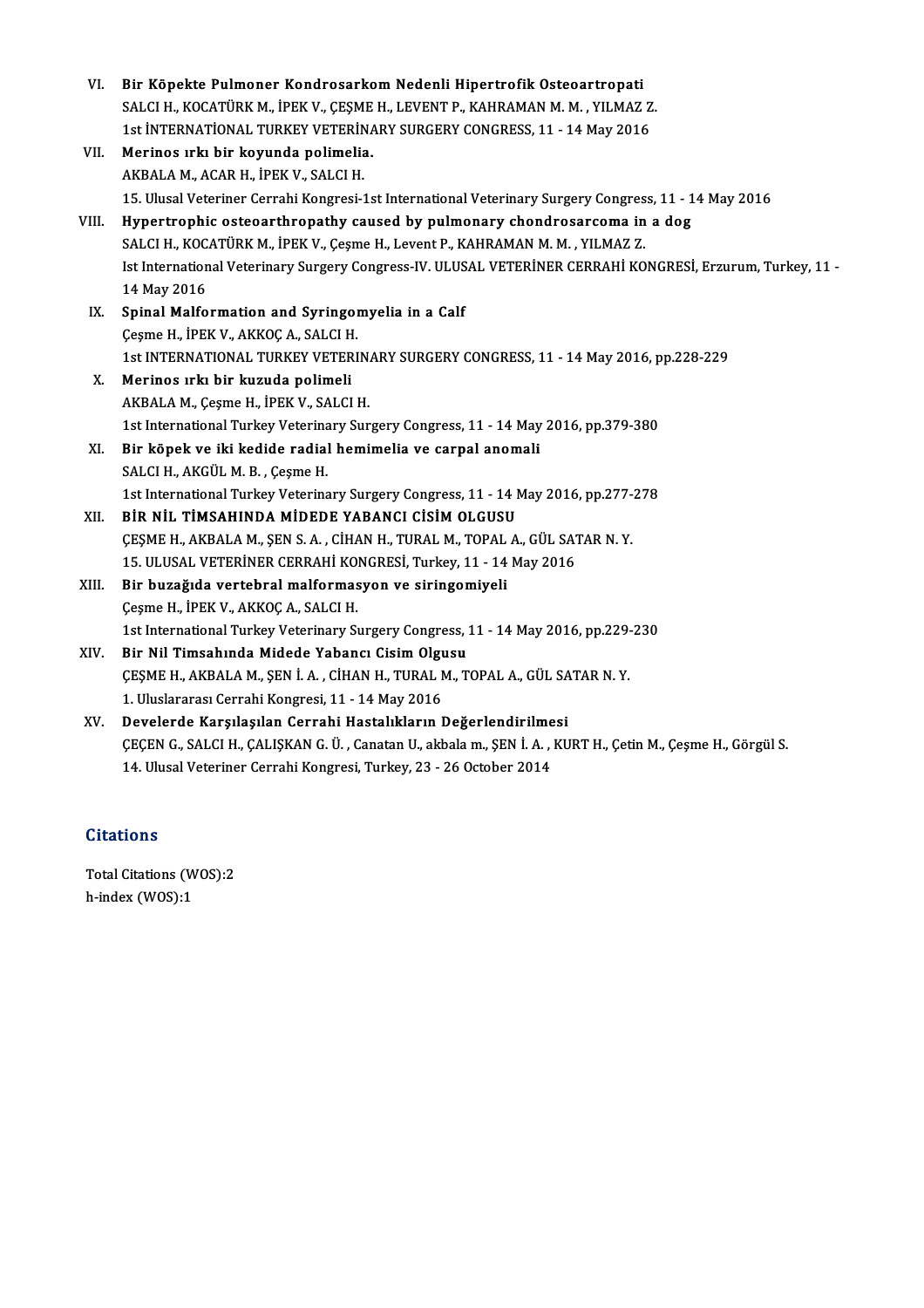VI. **Bir Köpekte Pulmoner Kondrosarkom Nedenli Hipertrofik Osteoartropati**
SALCI H., KOCATÜRK M., İPEK V., ÇEŞME H., LEVENT P., KAHRAMAN M. M. , YILMAZ Z.
1st İNTERNATİONAL TURKEY VETERİNARY SURGERY CONGRESS, 11 - 14 May 2016

VII. **Merinos ırkı bir koyunda polimelia.**
AKBALA M., ACAR H., İPEK V., SALCI H.
15. Ulusal Veteriner Cerrahi Kongresi-1st International Veterinary Surgery Congress, 11 - 14 May 2016

VIII. **Hypertrophic osteoarthropathy caused by pulmonary chondrosarcoma in a dog**
SALCI H., KOCATÜRK M., İPEK V., Çeşme H., Levent P., KAHRAMAN M. M. , YILMAZ Z.
Ist International Veterinary Surgery Congress-IV. ULUSAL VETERİNER CERRAHİ KONGRESİ, Erzurum, Turkey, 11 - 14 May 2016

IX. **Spinal Malformation and Syringomyelia in a Calf**
Çeşme H., İPEK V., AKKOÇ A., SALCI H.
1st INTERNATIONAL TURKEY VETERINARY SURGERY CONGRESS, 11 - 14 May 2016, pp.228-229

X. **Merinos ırkı bir kuzuda polimeli**
AKBALA M., Çeşme H., İPEK V., SALCI H.
1st International Turkey Veterinary Surgery Congress, 11 - 14 May 2016, pp.379-380

XI. **Bir köpek ve iki kedide radial hemimelia ve carpal anomali**
SALCI H., AKGÜL M. B. , Çeşme H.
1st International Turkey Veterinary Surgery Congress, 11 - 14 May 2016, pp.277-278

XII. **BİR NİL TİMSAHINDA MİDEDE YABANCI CİSİM OLGUSU**
ÇEŞME H., AKBALA M., ŞEN S. A. , CİHAN H., TURAL M., TOPAL A., GÜL SATAR N. Y.
15. ULUSAL VETERİNER CERRAHİ KONGRESİ, Turkey, 11 - 14 May 2016

XIII. **Bir buzağıda vertebral malformasyon ve siringomiyeli**
Çeşme H., İPEK V., AKKOÇ A., SALCI H.
1st International Turkey Veterinary Surgery Congress, 11 - 14 May 2016, pp.229-230

XIV. **Bir Nil Timsahında Midede Yabancı Cisim Olgusu**
ÇEŞME H., AKBALA M., ŞEN İ. A. , CİHAN H., TURAL M., TOPAL A., GÜL SATAR N. Y.
1. Uluslararası Cerrahi Kongresi, 11 - 14 May 2016

XV. **Develerde Karşılaşılan Cerrahi Hastalıkların Değerlendirilmesi**
ÇEÇEN G., SALCI H., ÇALIŞKAN G. Ü. , Canatan U., akbala m., ŞEN İ. A. , KURT H., Çetin M., Çeşme H., Görgül S.
14. Ulusal Veteriner Cerrahi Kongresi, Turkey, 23 - 26 October 2014

## Citations

Total Citations (WOS):2
h-index (WOS):1